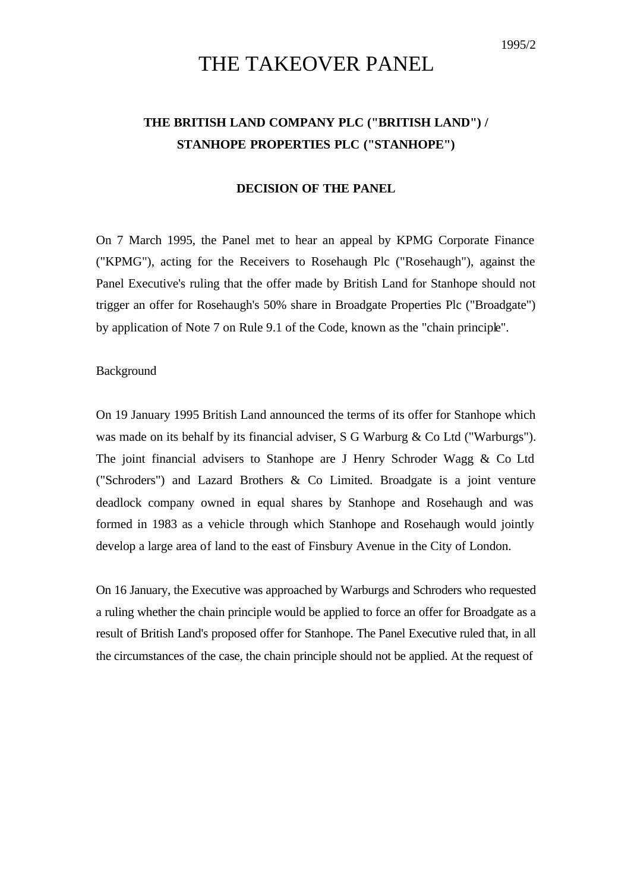1995/2

# THE TAKEOVER PANEL

## THE BRITISH LAND COMPANY PLC ("BRITISH LAND") / STANHOPE PROPERTIES PLC ("STANHOPE")

### DECISION OF THE PANEL

On 7 March 1995, the Panel met to hear an appeal by KPMG Corporate Finance ("KPMG"), acting for the Receivers to Rosehaugh Plc ("Rosehaugh"), against the Panel Executive's ruling that the offer made by British Land for Stanhope should not trigger an offer for Rosehaugh's 50% share in Broadgate Properties Plc ("Broadgate") by application of Note 7 on Rule 9.1 of the Code, known as the "chain principle".

Background

On 19 January 1995 British Land announced the terms of its offer for Stanhope which was made on its behalf by its financial adviser, S G Warburg & Co Ltd ("Warburgs"). The joint financial advisers to Stanhope are J Henry Schroder Wagg & Co Ltd ("Schroders") and Lazard Brothers & Co Limited. Broadgate is a joint venture deadlock company owned in equal shares by Stanhope and Rosehaugh and was formed in 1983 as a vehicle through which Stanhope and Rosehaugh would jointly develop a large area of land to the east of Finsbury Avenue in the City of London.

On 16 January, the Executive was approached by Warburgs and Schroders who requested a ruling whether the chain principle would be applied to force an offer for Broadgate as a result of British Land's proposed offer for Stanhope. The Panel Executive ruled that, in all the circumstances of the case, the chain principle should not be applied. At the request of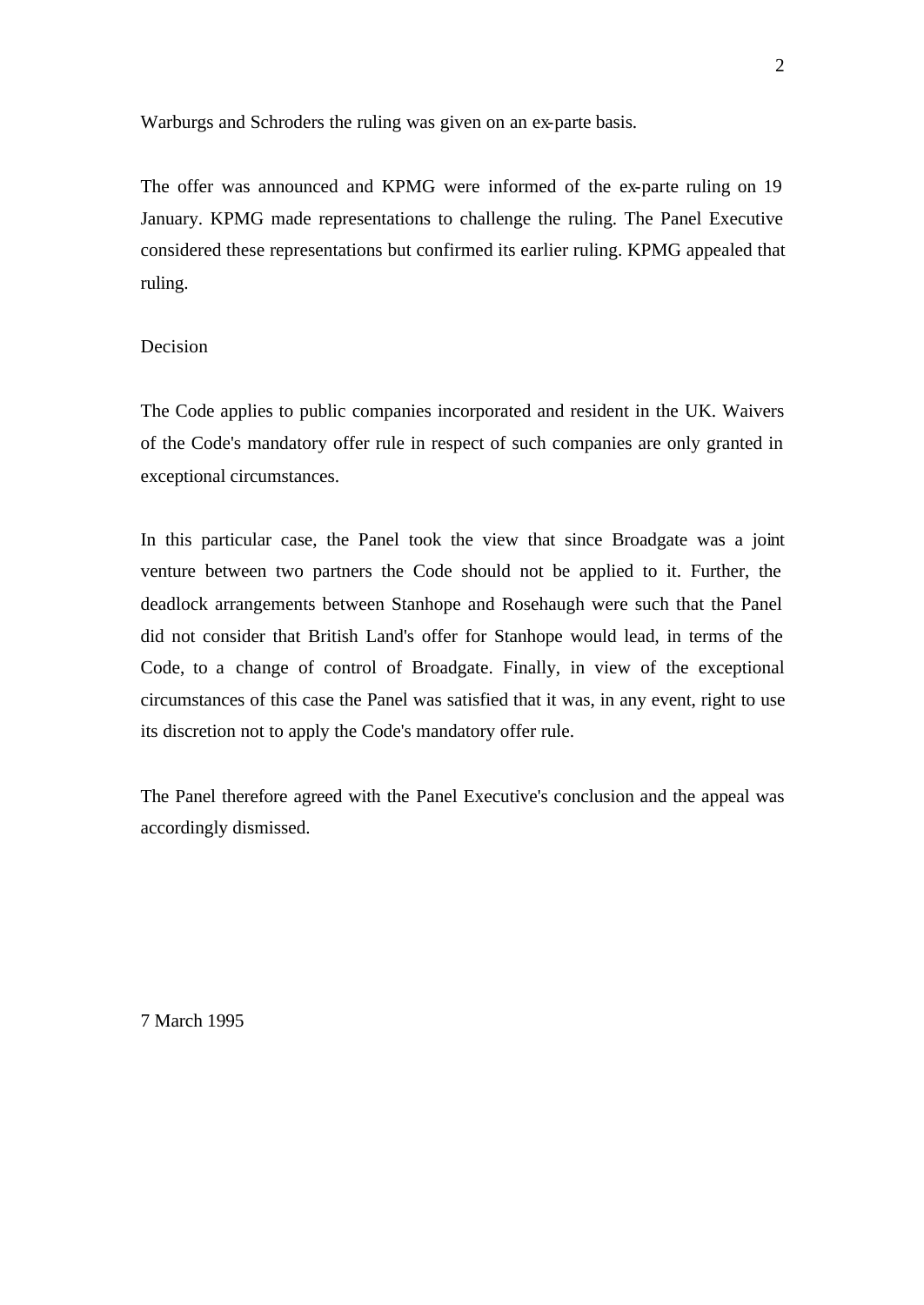Warburgs and Schroders the ruling was given on an ex-parte basis.

The offer was announced and KPMG were informed of the ex-parte ruling on 19 January. KPMG made representations to challenge the ruling. The Panel Executive considered these representations but confirmed its earlier ruling. KPMG appealed that ruling.

## Decision

The Code applies to public companies incorporated and resident in the UK. Waivers of the Code's mandatory offer rule in respect of such companies are only granted in exceptional circumstances.

In this particular case, the Panel took the view that since Broadgate was a joint venture between two partners the Code should not be applied to it. Further, the deadlock arrangements between Stanhope and Rosehaugh were such that the Panel did not consider that British Land's offer for Stanhope would lead, in terms of the Code, to a change of control of Broadgate. Finally, in view of the exceptional circumstances of this case the Panel was satisfied that it was, in any event, right to use its discretion not to apply the Code's mandatory offer rule.

The Panel therefore agreed with the Panel Executive's conclusion and the appeal was accordingly dismissed.

7 March 1995